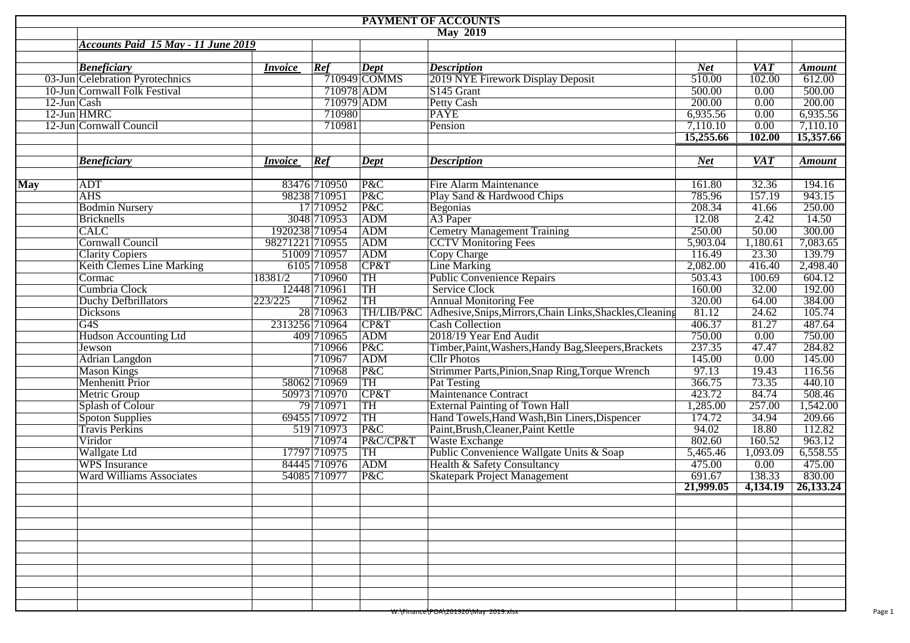# PAYMENT OF ACCOUNTS

## May 2019

***Accounts Paid 15 May - 11 June 2019***

| | *Beneficiary* | *Invoice* | *Ref* | *Dept* | *Description* | *Net* | *VAT* | *Amount* |
|---|---|---|---|---|---|---|---|---|
| 03-Jun | Celebration Pyrotechnics | | 710949 | COMMS | 2019 NYE Firework Display Deposit | 510.00 | 102.00 | 612.00 |
| 10-Jun | Cornwall Folk Festival | | 710978 | ADM | S145 Grant | 500.00 | 0.00 | 500.00 |
| 12-Jun | Cash | | 710979 | ADM | Petty Cash | 200.00 | 0.00 | 200.00 |
| 12-Jun | HMRC | | 710980 | | PAYE | 6,935.56 | 0.00 | 6,935.56 |
| 12-Jun | Cornwall Council | | 710981 | | Pension | 7,110.10 | 0.00 | 7,110.10 |
| | | | | | | **15,255.66** | **102.00** | **15,357.66** |

| | *Beneficiary* | *Invoice* | *Ref* | *Dept* | *Description* | *Net* | *VAT* | *Amount* |
|---|---|---|---|---|---|---|---|---|
| **May** | ADT | 83476 | 710950 | P&C | Fire Alarm Maintenance | 161.80 | 32.36 | 194.16 |
| | AHS | 98238 | 710951 | P&C | Play Sand & Hardwood Chips | 785.96 | 157.19 | 943.15 |
| | Bodmin Nursery | 17 | 710952 | P&C | Begonias | 208.34 | 41.66 | 250.00 |
| | Bricknells | 3048 | 710953 | ADM | A3 Paper | 12.08 | 2.42 | 14.50 |
| | CALC | 1920238 | 710954 | ADM | Cemetry Management Training | 250.00 | 50.00 | 300.00 |
| | Cornwall Council | 98271221 | 710955 | ADM | CCTV Monitoring Fees | 5,903.04 | 1,180.61 | 7,083.65 |
| | Clarity Copiers | 51009 | 710957 | ADM | Copy Charge | 116.49 | 23.30 | 139.79 |
| | Keith Clemes Line Marking | 6105 | 710958 | CP&T | Line Marking | 2,082.00 | 416.40 | 2,498.40 |
| | Cormac | 18381/2 | 710960 | TH | Public Convenience Repairs | 503.43 | 100.69 | 604.12 |
| | Cumbria Clock | 12448 | 710961 | TH | Service Clock | 160.00 | 32.00 | 192.00 |
| | Duchy Defbrillators | 223/225 | 710962 | TH | Annual Monitoring Fee | 320.00 | 64.00 | 384.00 |
| | Dicksons | 28 | 710963 | TH/LIB/P&C | Adhesive,Snips,Mirrors,Chain Links,Shackles,Cleaning | 81.12 | 24.62 | 105.74 |
| | G4S | 2313256 | 710964 | CP&T | Cash Collection | 406.37 | 81.27 | 487.64 |
| | Hudson Accounting Ltd | 409 | 710965 | ADM | 2018/19 Year End Audit | 750.00 | 0.00 | 750.00 |
| | Jewson | | 710966 | P&C | Timber,Paint,Washers,Handy Bag,Sleepers,Brackets | 237.35 | 47.47 | 284.82 |
| | Adrian Langdon | | 710967 | ADM | Cllr Photos | 145.00 | 0.00 | 145.00 |
| | Mason Kings | | 710968 | P&C | Strimmer Parts,Pinion,Snap Ring,Torque Wrench | 97.13 | 19.43 | 116.56 |
| | Menhenitt Prior | 58062 | 710969 | TH | Pat Testing | 366.75 | 73.35 | 440.10 |
| | Metric Group | 50973 | 710970 | CP&T | Maintenance Contract | 423.72 | 84.74 | 508.46 |
| | Splash of Colour | 79 | 710971 | TH | External Painting of Town Hall | 1,285.00 | 257.00 | 1,542.00 |
| | Spoton Supplies | 69455 | 710972 | TH | Hand Towels,Hand Wash,Bin Liners,Dispencer | 174.72 | 34.94 | 209.66 |
| | Travis Perkins | 519 | 710973 | P&C | Paint,Brush,Cleaner,Paint Kettle | 94.02 | 18.80 | 112.82 |
| | Viridor | | 710974 | P&C/CP&T | Waste Exchange | 802.60 | 160.52 | 963.12 |
| | Wallgate Ltd | 17797 | 710975 | TH | Public Convenience Wallgate Units & Soap | 5,465.46 | 1,093.09 | 6,558.55 |
| | WPS Insurance | 84445 | 710976 | ADM | Health & Safety Consultancy | 475.00 | 0.00 | 475.00 |
| | Ward Williams Associates | 54085 | 710977 | P&C | Skatepark Project Management | 691.67 | 138.33 | 830.00 |
| | | | | | | **21,999.05** | **4,134.19** | **26,133.24** |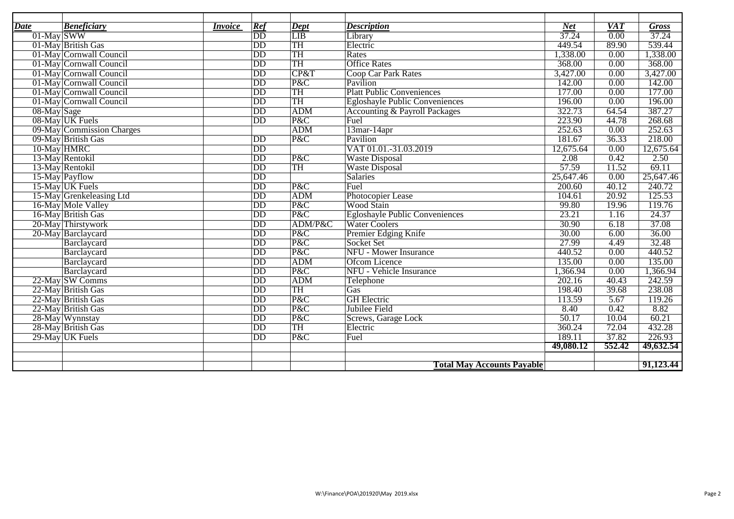| *Date* | *Beneficiary* | *Invoice* | *Ref* | *Dept* | *Description* | *Net* | *VAT* | *Gross* |
|---|---|---|---|---|---|---|---|---|
| 01-May | SWW | | DD | LIB | Library | 37.24 | 0.00 | 37.24 |
| 01-May | British Gas | | DD | TH | Electric | 449.54 | 89.90 | 539.44 |
| 01-May | Cornwall Council | | DD | TH | Rates | 1,338.00 | 0.00 | 1,338.00 |
| 01-May | Cornwall Council | | DD | TH | Office Rates | 368.00 | 0.00 | 368.00 |
| 01-May | Cornwall Council | | DD | CP&T | Coop Car Park Rates | 3,427.00 | 0.00 | 3,427.00 |
| 01-May | Cornwall Council | | DD | P&C | Pavilion | 142.00 | 0.00 | 142.00 |
| 01-May | Cornwall Council | | DD | TH | Platt Public Conveniences | 177.00 | 0.00 | 177.00 |
| 01-May | Cornwall Council | | DD | TH | Egloshayle Public Conveniences | 196.00 | 0.00 | 196.00 |
| 08-May | Sage | | DD | ADM | Accounting & Payroll Packages | 322.73 | 64.54 | 387.27 |
| 08-May | UK Fuels | | DD | P&C | Fuel | 223.90 | 44.78 | 268.68 |
| 09-May | Commission Charges | | | ADM | 13mar-14apr | 252.63 | 0.00 | 252.63 |
| 09-May | British Gas | | DD | P&C | Pavilion | 181.67 | 36.33 | 218.00 |
| 10-May | HMRC | | DD | | VAT 01.01.-31.03.2019 | 12,675.64 | 0.00 | 12,675.64 |
| 13-May | Rentokil | | DD | P&C | Waste Disposal | 2.08 | 0.42 | 2.50 |
| 13-May | Rentokil | | DD | TH | Waste Disposal | 57.59 | 11.52 | 69.11 |
| 15-May | Payflow | | DD | | Salaries | 25,647.46 | 0.00 | 25,647.46 |
| 15-May | UK Fuels | | DD | P&C | Fuel | 200.60 | 40.12 | 240.72 |
| 15-May | Grenkeleasing Ltd | | DD | ADM | Photocopier Lease | 104.61 | 20.92 | 125.53 |
| 16-May | Mole Valley | | DD | P&C | Wood Stain | 99.80 | 19.96 | 119.76 |
| 16-May | British Gas | | DD | P&C | Egloshayle Public Conveniences | 23.21 | 1.16 | 24.37 |
| 20-May | Thirstywork | | DD | ADM/P&C | Water Coolers | 30.90 | 6.18 | 37.08 |
| 20-May | Barclaycard | | DD | P&C | Premier Edging Knife | 30.00 | 6.00 | 36.00 |
| | Barclaycard | | DD | P&C | Socket Set | 27.99 | 4.49 | 32.48 |
| | Barclaycard | | DD | P&C | NFU - Mower Insurance | 440.52 | 0.00 | 440.52 |
| | Barclaycard | | DD | ADM | Ofcom Licence | 135.00 | 0.00 | 135.00 |
| | Barclaycard | | DD | P&C | NFU - Vehicle Insurance | 1,366.94 | 0.00 | 1,366.94 |
| 22-May | SW Comms | | DD | ADM | Telephone | 202.16 | 40.43 | 242.59 |
| 22-May | British Gas | | DD | TH | Gas | 198.40 | 39.68 | 238.08 |
| 22-May | British Gas | | DD | P&C | GH Electric | 113.59 | 5.67 | 119.26 |
| 22-May | British Gas | | DD | P&C | Jubilee Field | 8.40 | 0.42 | 8.82 |
| 28-May | Wynnstay | | DD | P&C | Screws, Garage Lock | 50.17 | 10.04 | 60.21 |
| 28-May | British Gas | | DD | TH | Electric | 360.24 | 72.04 | 432.28 |
| 29-May | UK Fuels | | DD | P&C | Fuel | 189.11 | 37.82 | 226.93 |
| | | | | | | **49,080.12** | **552.42** | **49,632.54** |
| | | | | | | | | |
| | | | | | **Total May Accounts Payable** | | | **91,123.44** |